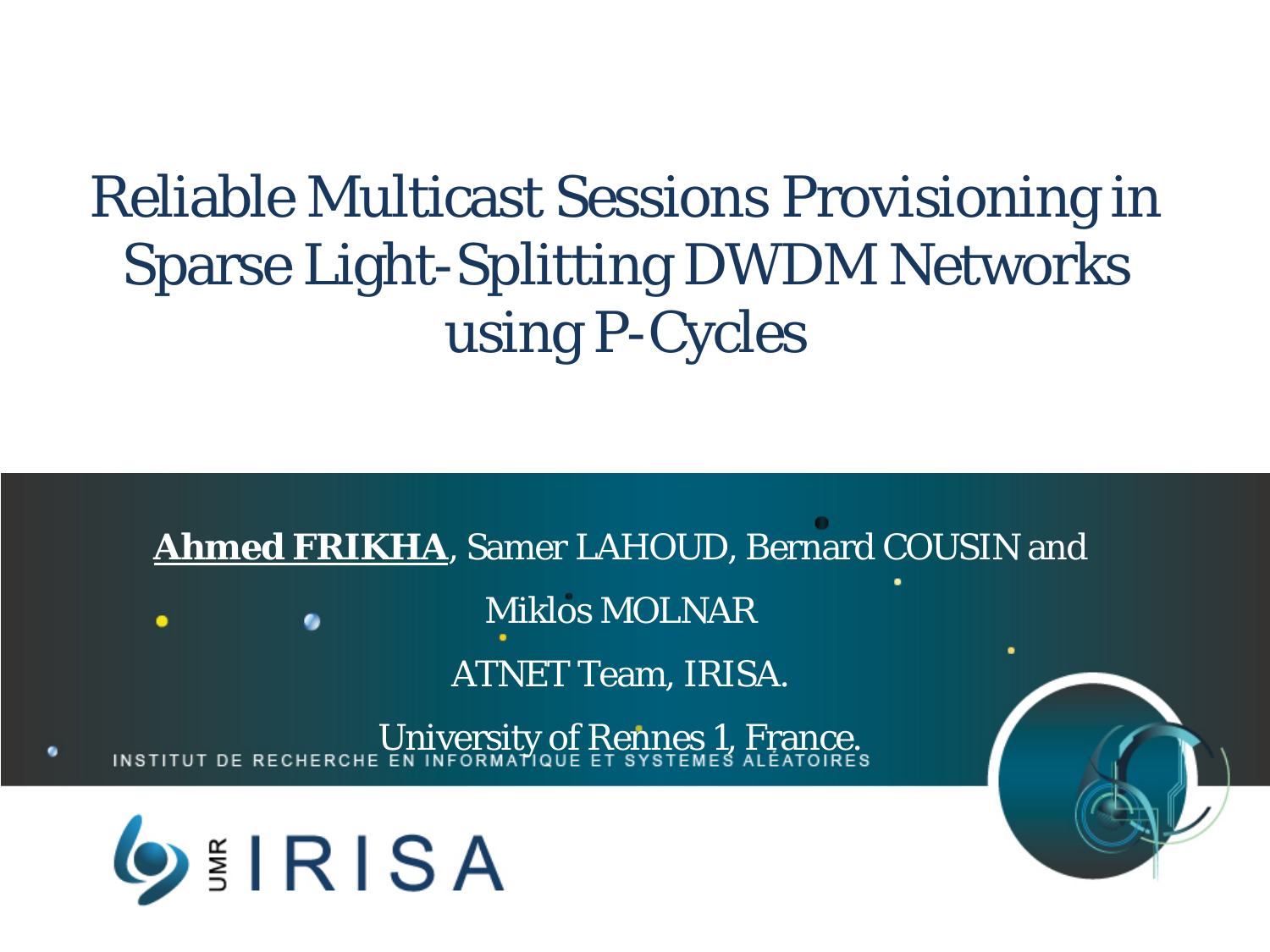# Reliable Multicast Sessions Provisioning in Sparse Light-Splitting DWDM Networks using P-Cycles

**Ahmed FRIKHA**, Samer LAHOUD, Bernard COUSIN and Miklos MOLNAR

ATNET Team, IRISA.

University of Rennes 1, France.

INSTITUT DE RECHERCHE EN INFORMATIQUE ET SYSTEMES ALÉATOIRES

UMR IRISA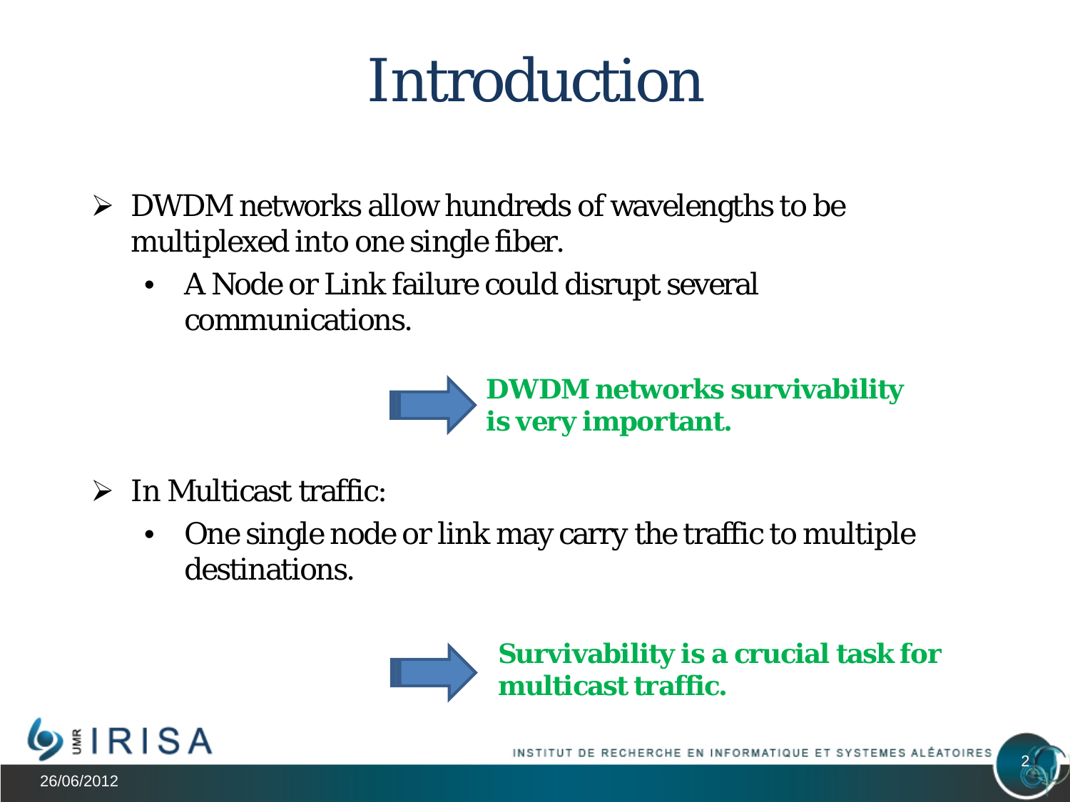# Introduction

- DWDM networks allow hundreds of wavelengths to be multiplexed into one single fiber.
  - A Node or Link failure could disrupt several communications.

→ **DWDM networks survivability is very important.**

- In Multicast traffic:
  - One single node or link may carry the traffic to multiple destinations.

→ **Survivability is a crucial task for multicast traffic.**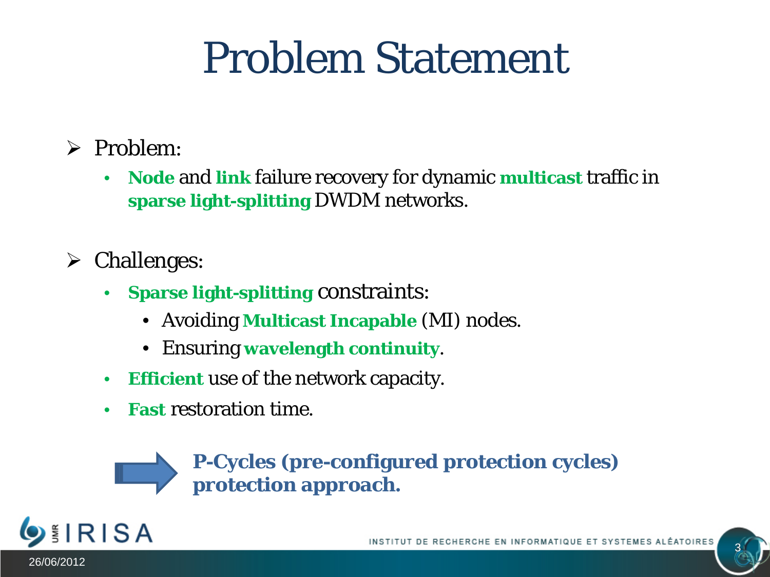# Problem Statement

- Problem:
  - **Node** and **link** failure recovery for dynamic **multicast** traffic in **sparse light-splitting** DWDM networks.

- Challenges:
  - **Sparse light-splitting** constraints:
    - Avoiding **Multicast Incapable** (MI) nodes.
    - Ensuring **wavelength continuity**.
  - **Efficient** use of the network capacity.
  - **Fast** restoration time.

→ **P-Cycles (pre-configured protection cycles) protection approach.**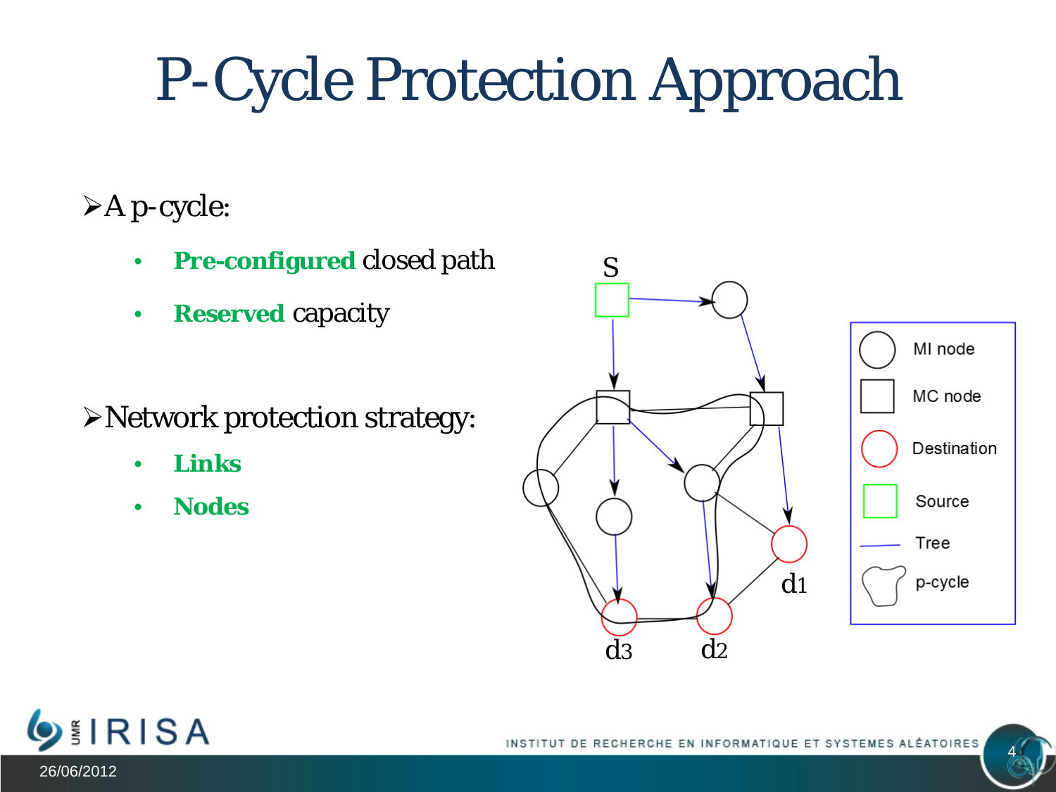# P-Cycle Protection Approach

- A p-cycle:
  - **Pre-configured** closed path
  - **Reserved** capacity

- Network protection strategy:
  - **Links**
  - **Nodes**

S

MI node

MC node

Destination

Source

Tree

p-cycle

d1

d3

d2

26/06/2012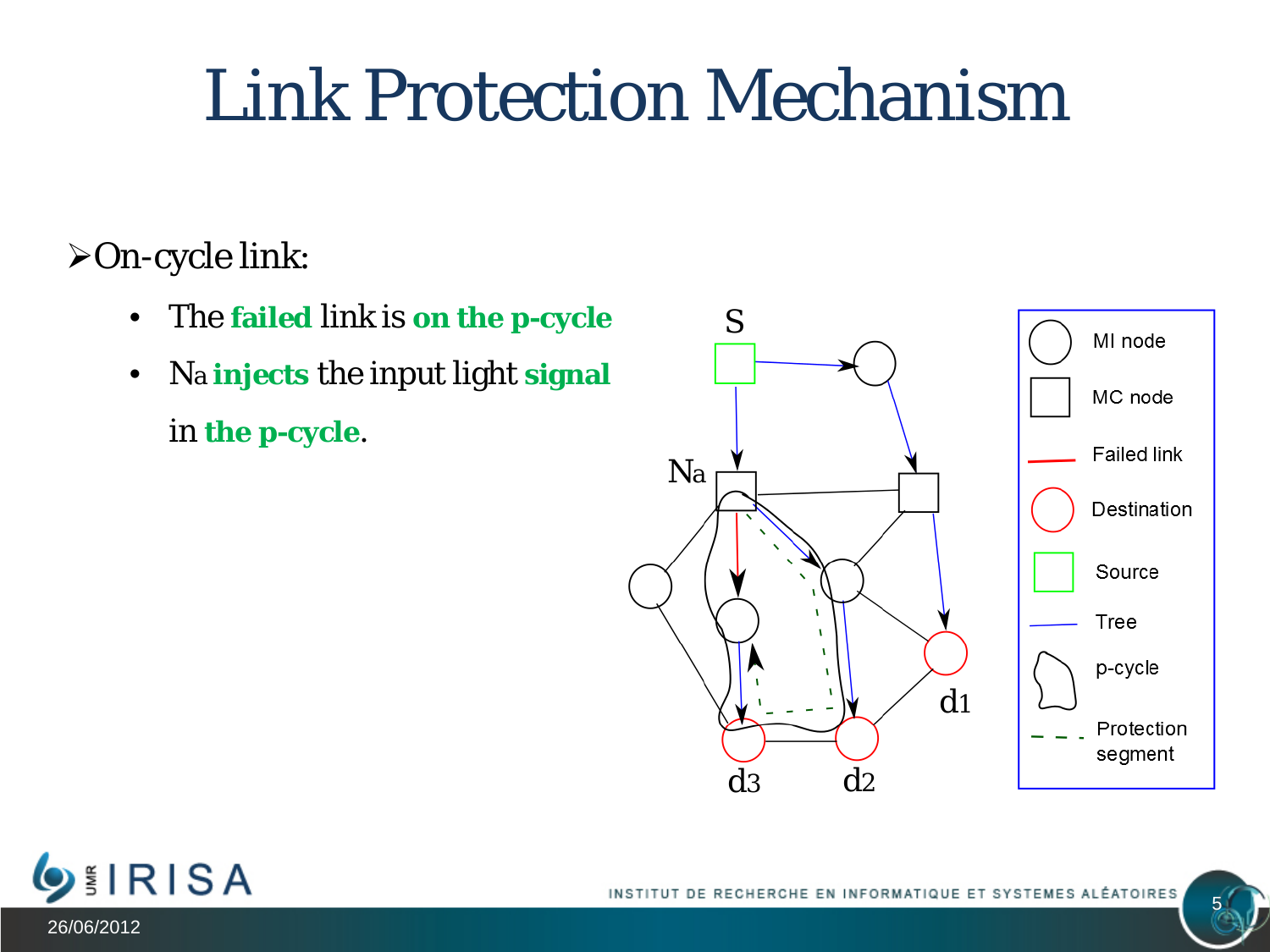# Link Protection Mechanism

- On-cycle link:
  - The **failed** link is **on the p-cycle**
  - $N_a$ **injects** the input light **signal** in **the p-cycle**.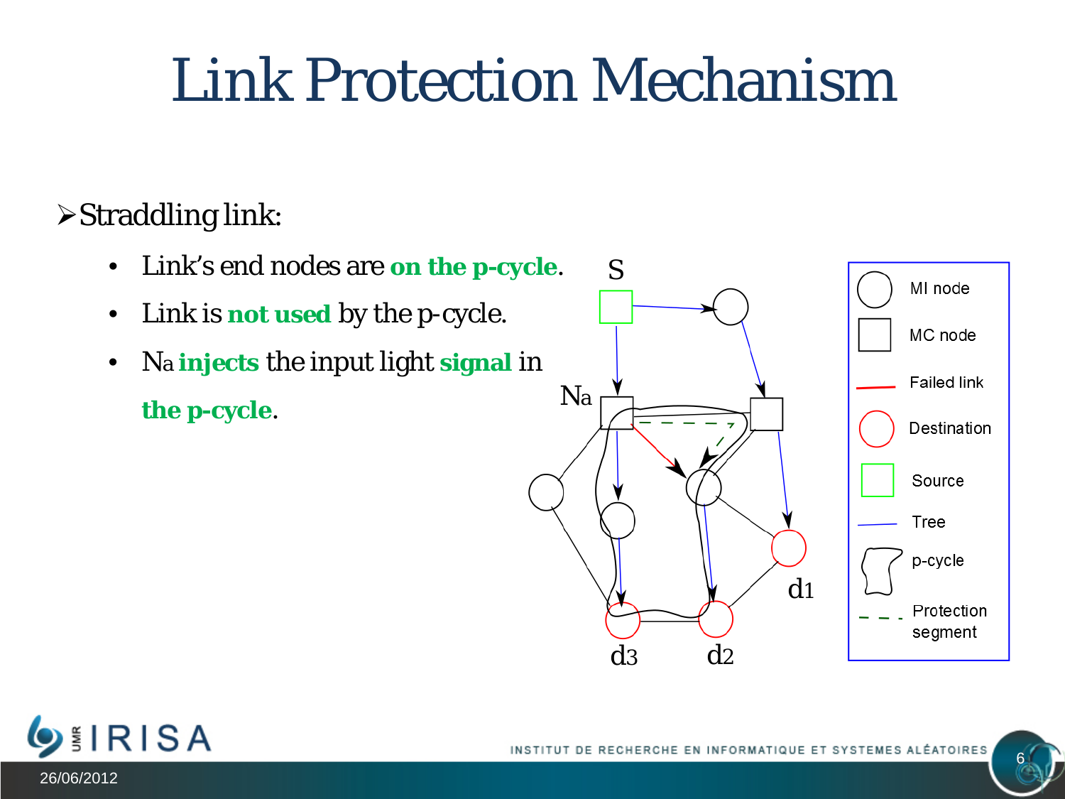# Link Protection Mechanism

- Straddling link:
  - Link's end nodes are **on the p-cycle**.
  - Link is **not used** by the p-cycle.
  - $N_a$ **injects** the input light **signal** in **the p-cycle**.

S

$N_a$

d1

d3

d2

MI node

MC node

Failed link

Destination

Source

Tree

p-cycle

Protection segment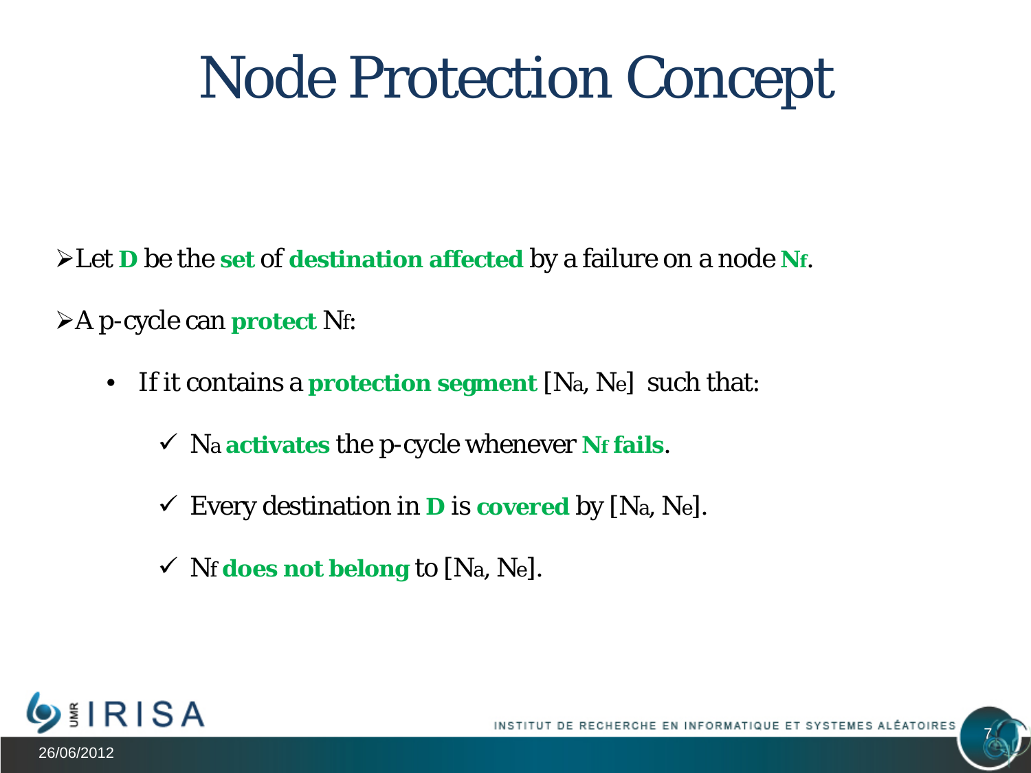# Node Protection Concept

- Let **D** be the **set** of **destination affected** by a failure on a node **$N_f$**.
- A p-cycle can **protect** $N_f$:
  - If it contains a **protection segment** $[N_a, N_e]$ such that:
    - ✓ $N_a$ **activates** the p-cycle whenever **$N_f$ fails**.
    - ✓ Every destination in **D** is **covered** by $[N_a, N_e]$.
    - ✓ $N_f$ **does not belong** to $[N_a, N_e]$.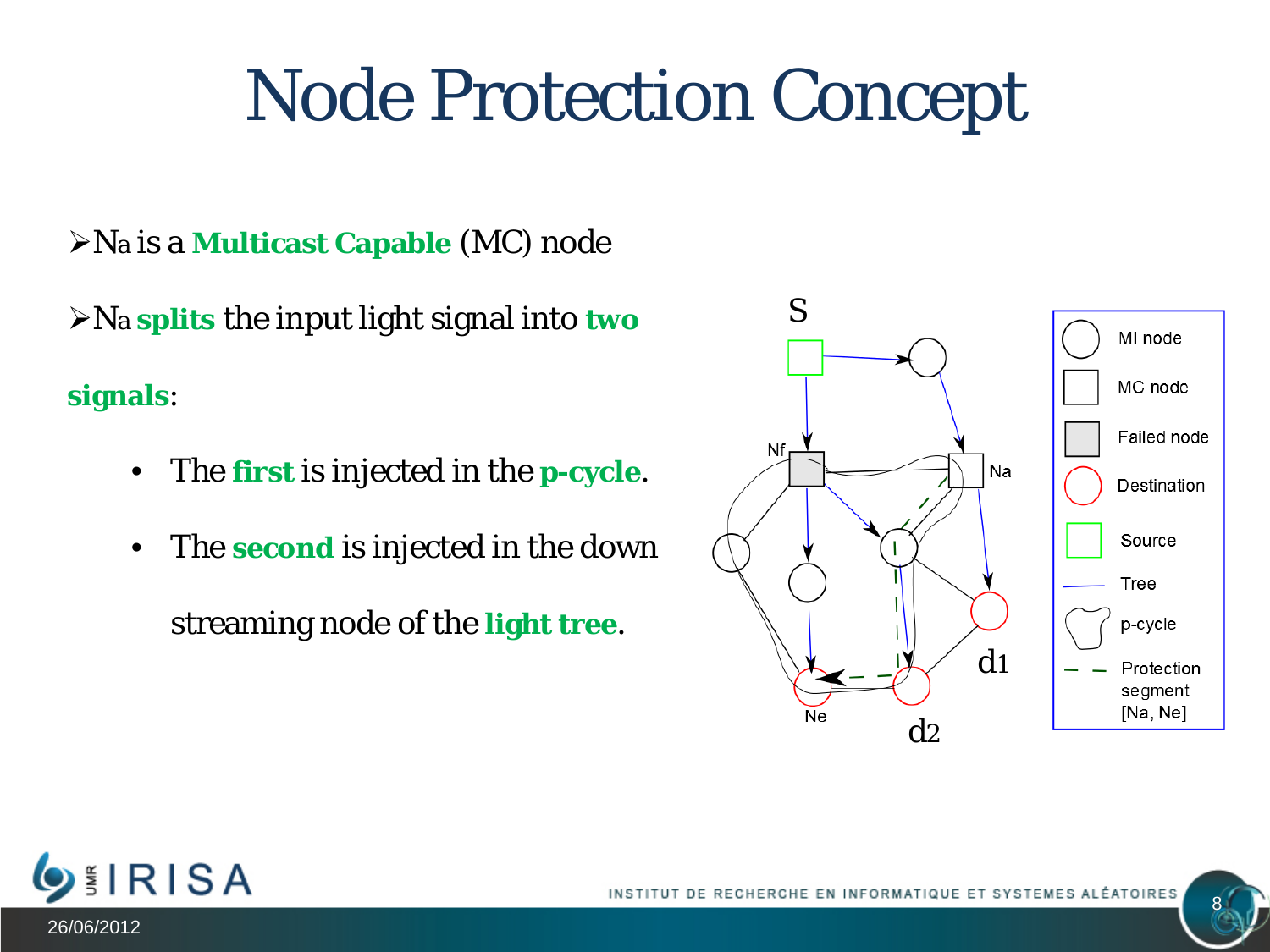# Node Protection Concept

- Na is a **Multicast Capable** (MC) node
- Na **splits** the input light signal into **two signals**:
  - The **first** is injected in the **p-cycle**.
  - The **second** is injected in the down streaming node of the **light tree**.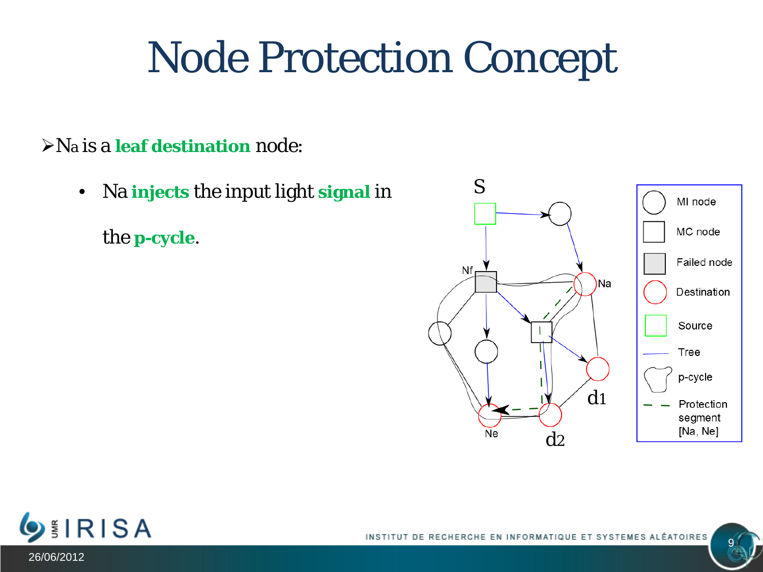# Node Protection Concept

- Na is a **leaf destination** node:
  - Na **injects** the input light **signal** in the **p-cycle**.

S

Nf

Na

Ne

d1

d2

MI node

MC node

Failed node

Destination

Source

Tree

p-cycle

Protection segment [Na, Ne]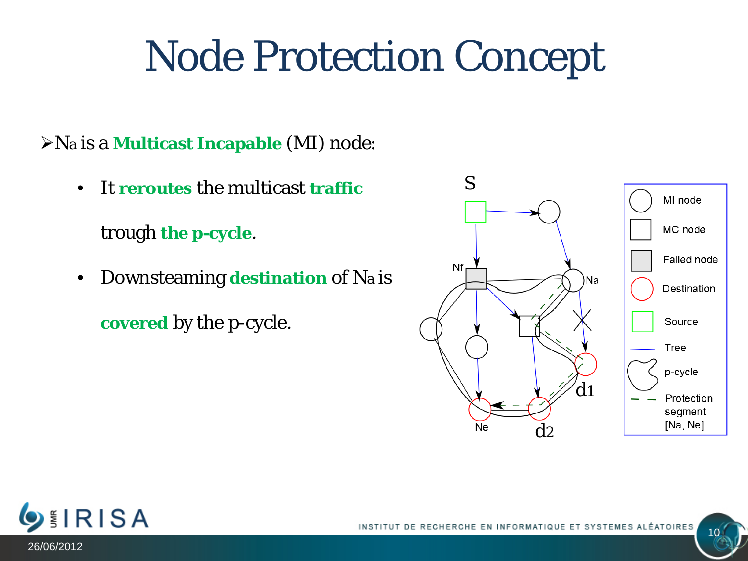# Node Protection Concept

- Na is a **Multicast Incapable** (MI) node:
  - It **reroutes** the multicast **traffic** trough **the p-cycle**.
  - Downsteaming **destination** of Na is **covered** by the p-cycle.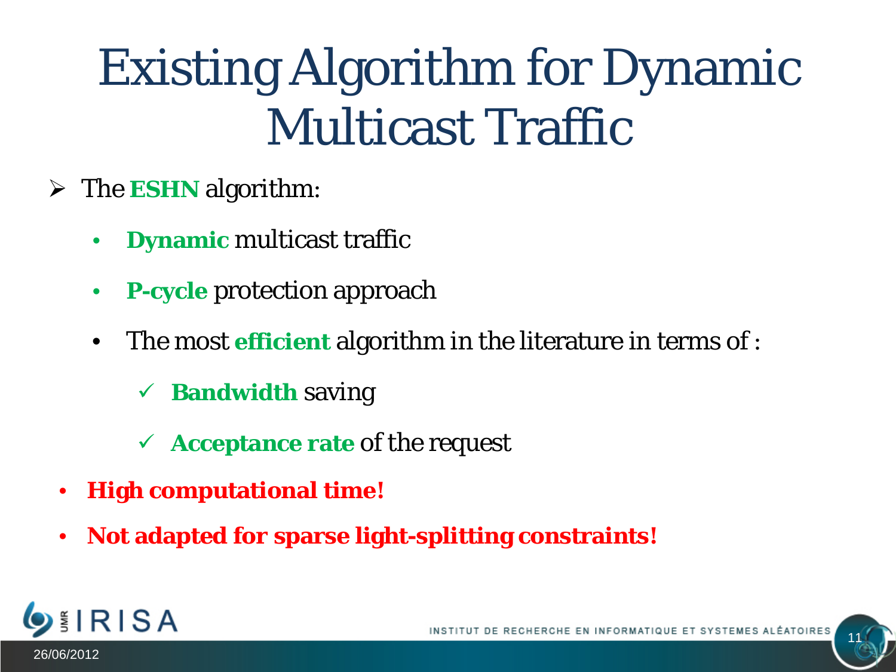# Existing Algorithm for Dynamic Multicast Traffic

- The **ESHN** algorithm:
  - **Dynamic** multicast traffic
  - **P-cycle** protection approach
  - The most **efficient** algorithm in the literature in terms of :
    - ✓ **Bandwidth** saving
    - ✓ **Acceptance rate** of the request
- **High computational time!**
- **Not adapted for sparse light-splitting constraints!**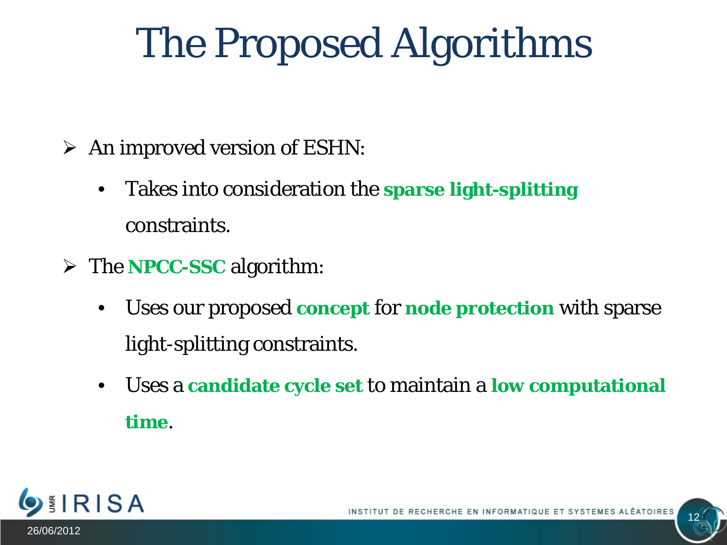# The Proposed Algorithms

- An improved version of ESHN:
  - Takes into consideration the **sparse light-splitting** constraints.
- The **NPCC-SSC** algorithm:
  - Uses our proposed **concept** for **node protection** with sparse light-splitting constraints.
  - Uses a **candidate cycle set** to maintain a **low computational time**.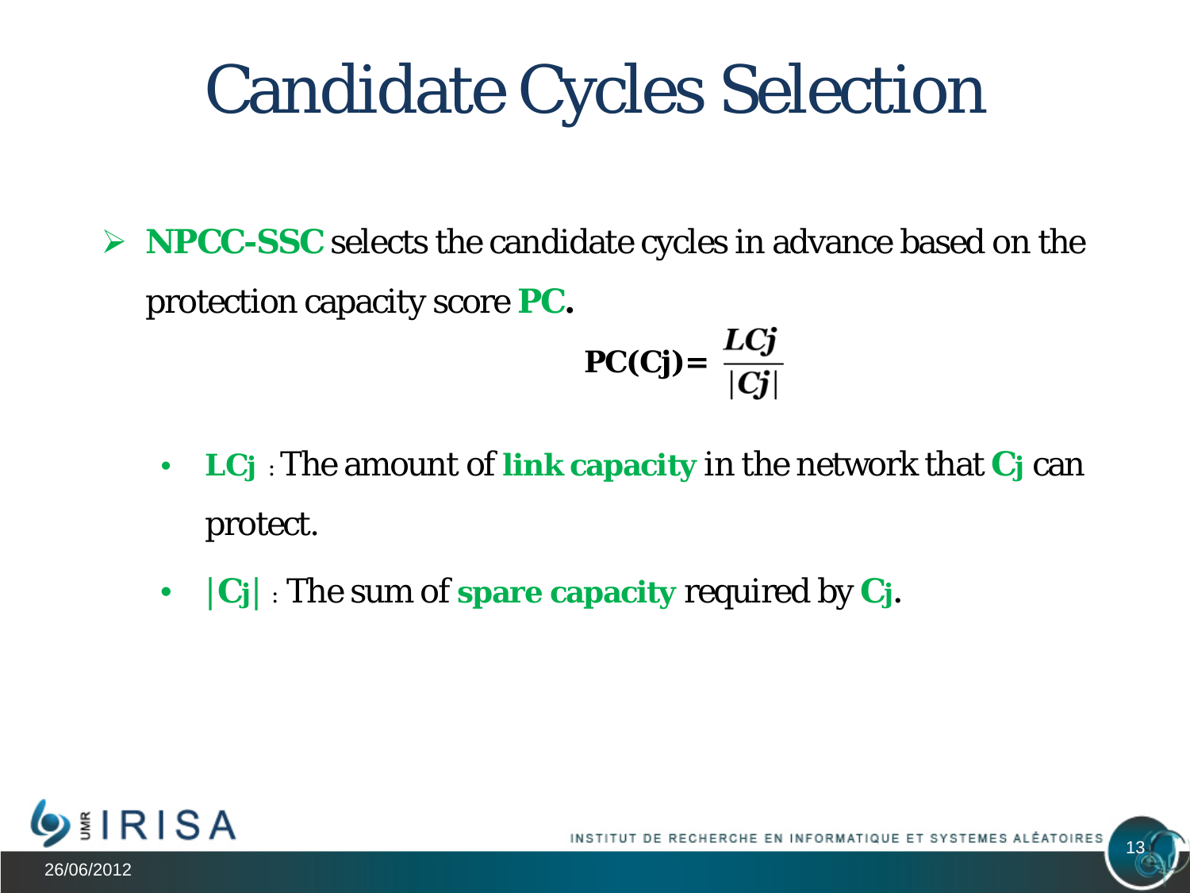# Candidate Cycles Selection

- **NPCC-SSC** selects the candidate cycles in advance based on the protection capacity score **PC.**

$$\mathbf{PC(Cj)} = \frac{LCj}{|Cj|}$$

  - **LCj** : The amount of **link capacity** in the network that **Cj** can protect.
  - **|Cj|** : The sum of **spare capacity** required by **Cj**.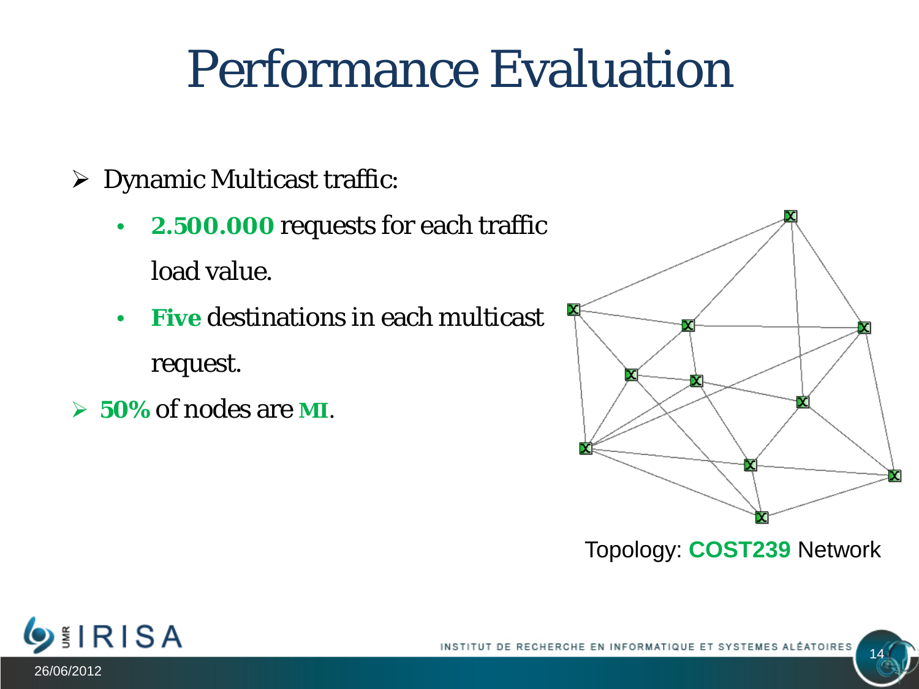# Performance Evaluation

- Dynamic Multicast traffic:
  - **2.500.000** requests for each traffic load value.
  - **Five** destinations in each multicast request.
- **50%** of nodes are **MI**.

Topology: **COST239** Network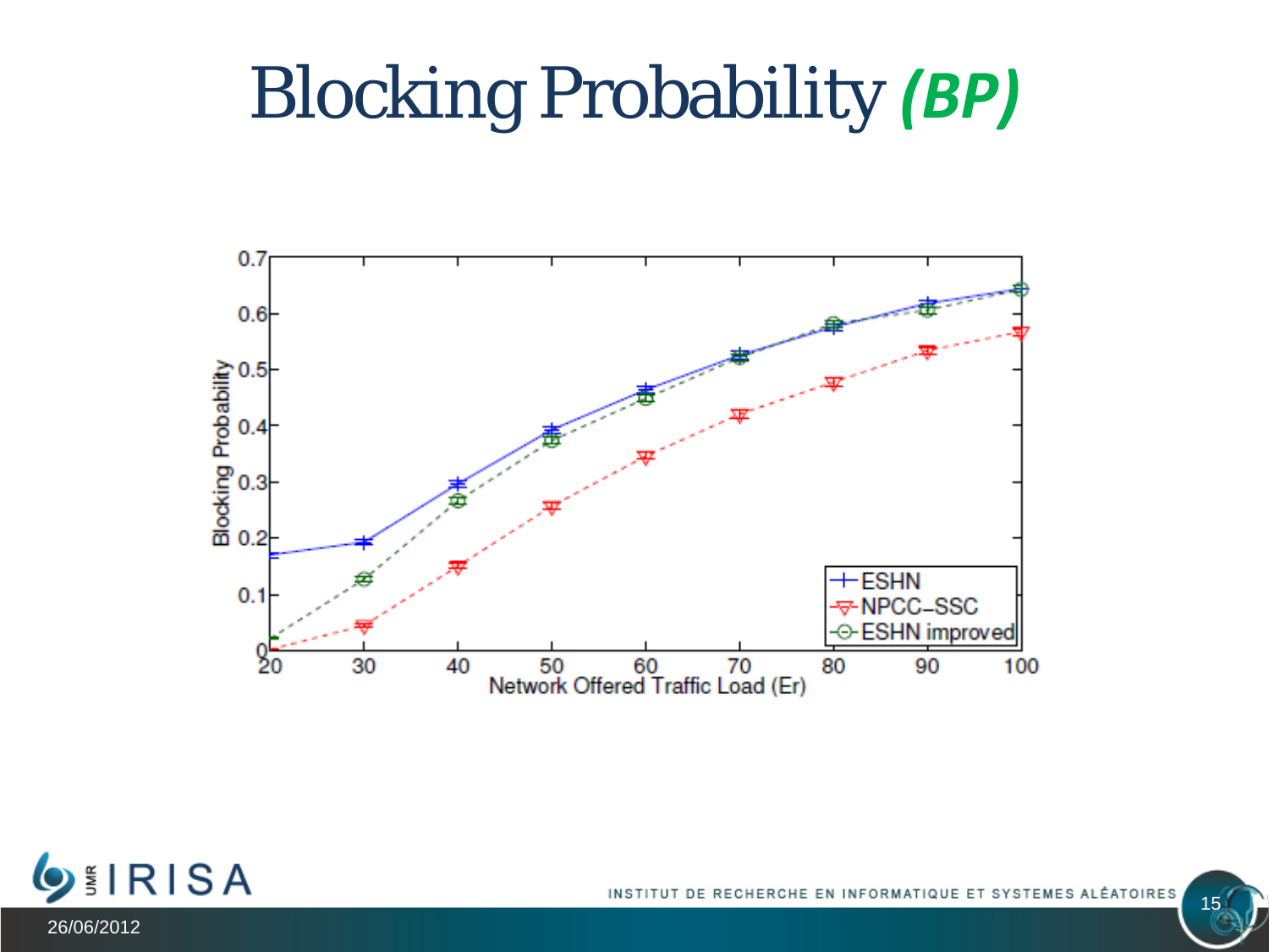# Blocking Probability ***(BP)***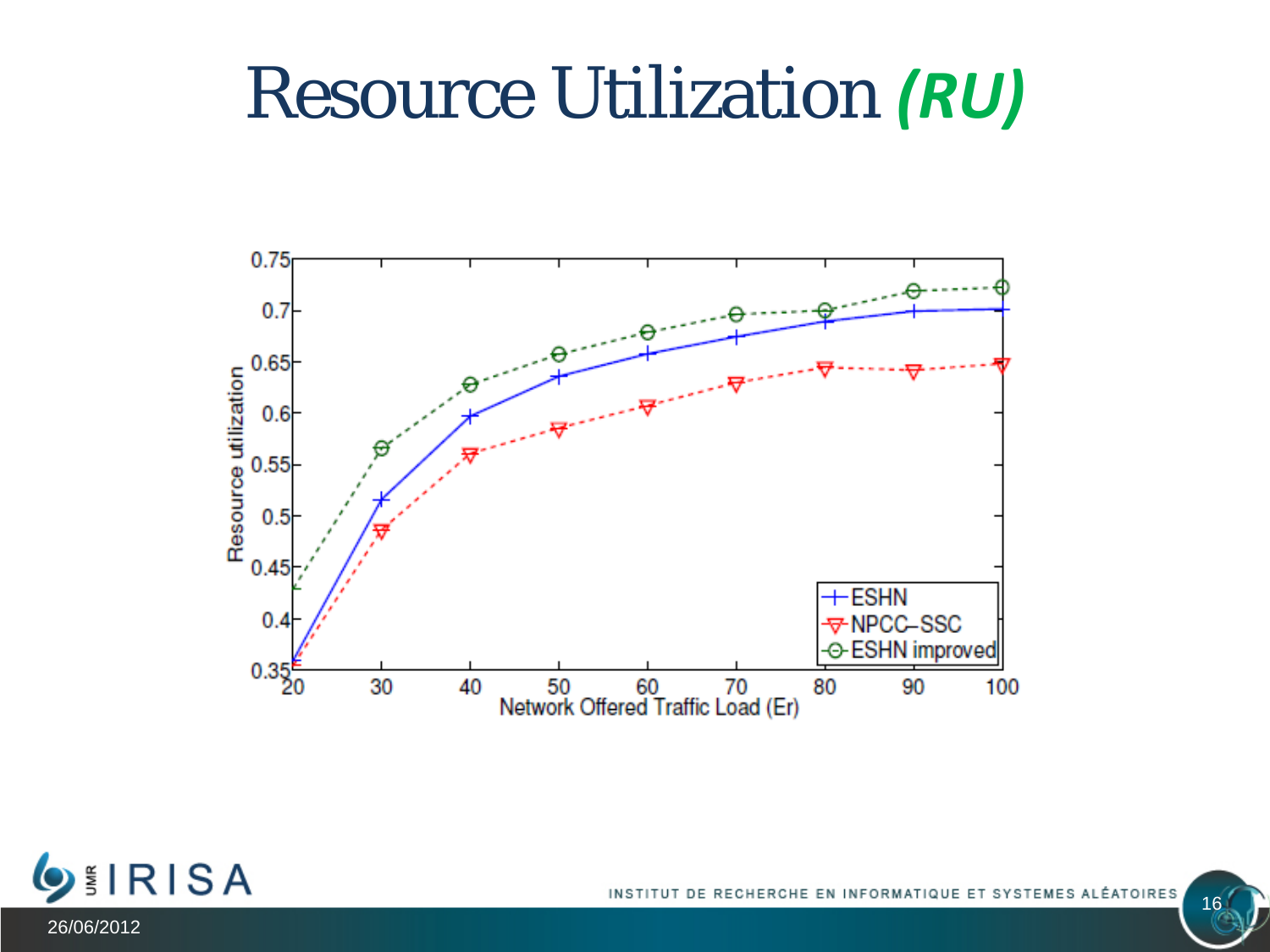# Resource Utilization *(RU)*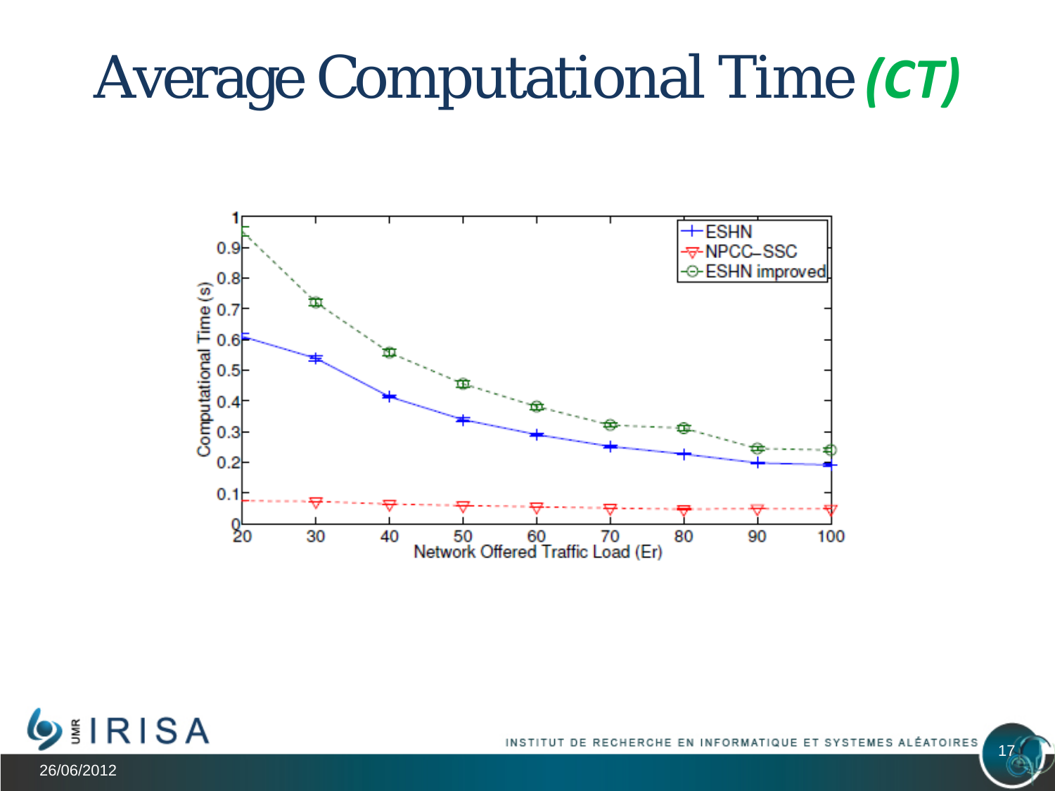# Average Computational Time *(CT)*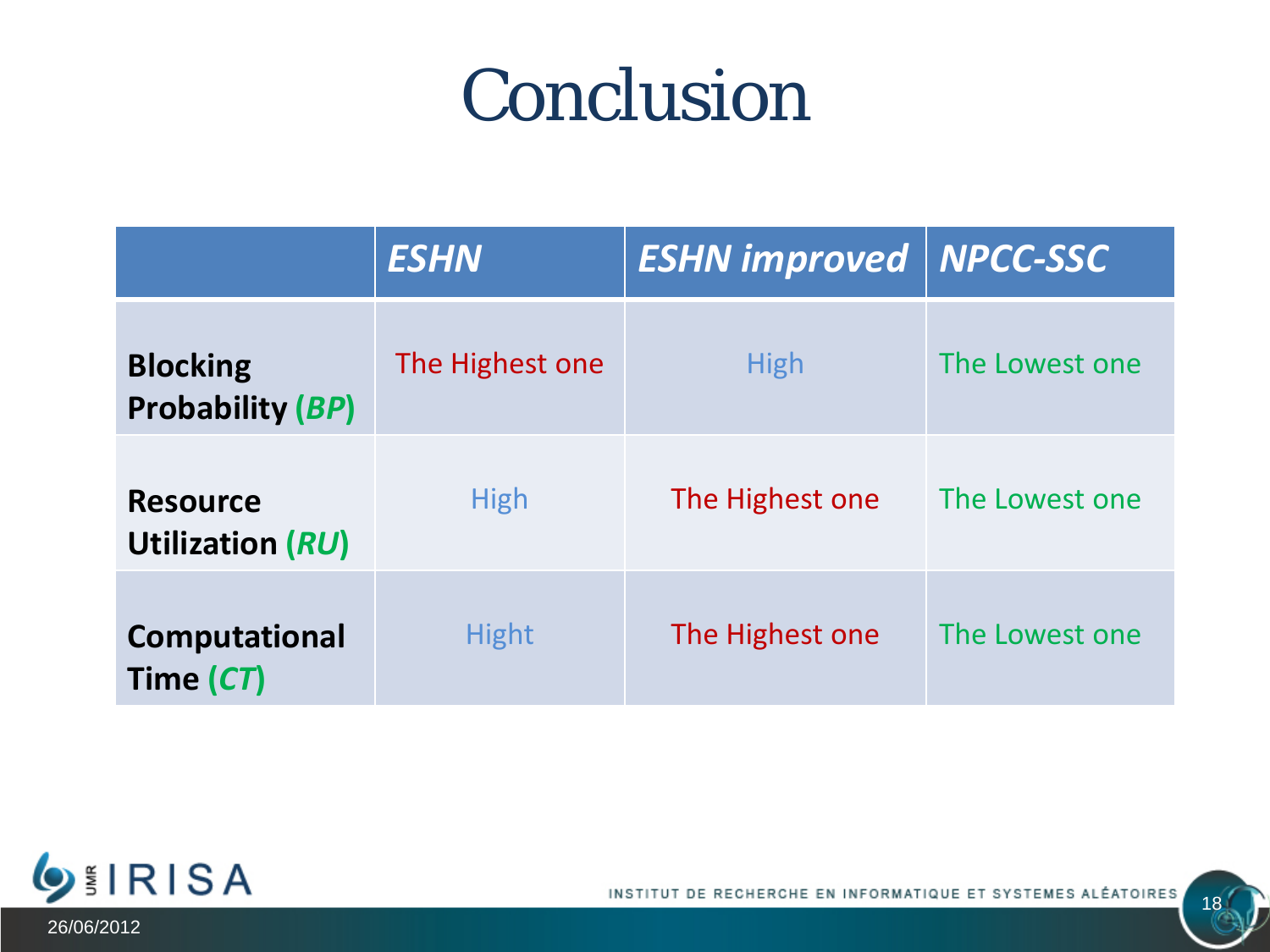# Conclusion

| | *ESHN* | *ESHN improved* | *NPCC-SSC* |
|---|---|---|---|
| **Blocking Probability (*BP*)** | The Highest one | High | The Lowest one |
| **Resource Utilization (*RU*)** | High | The Highest one | The Lowest one |
| **Computational Time (*CT*)** | Hight | The Highest one | The Lowest one |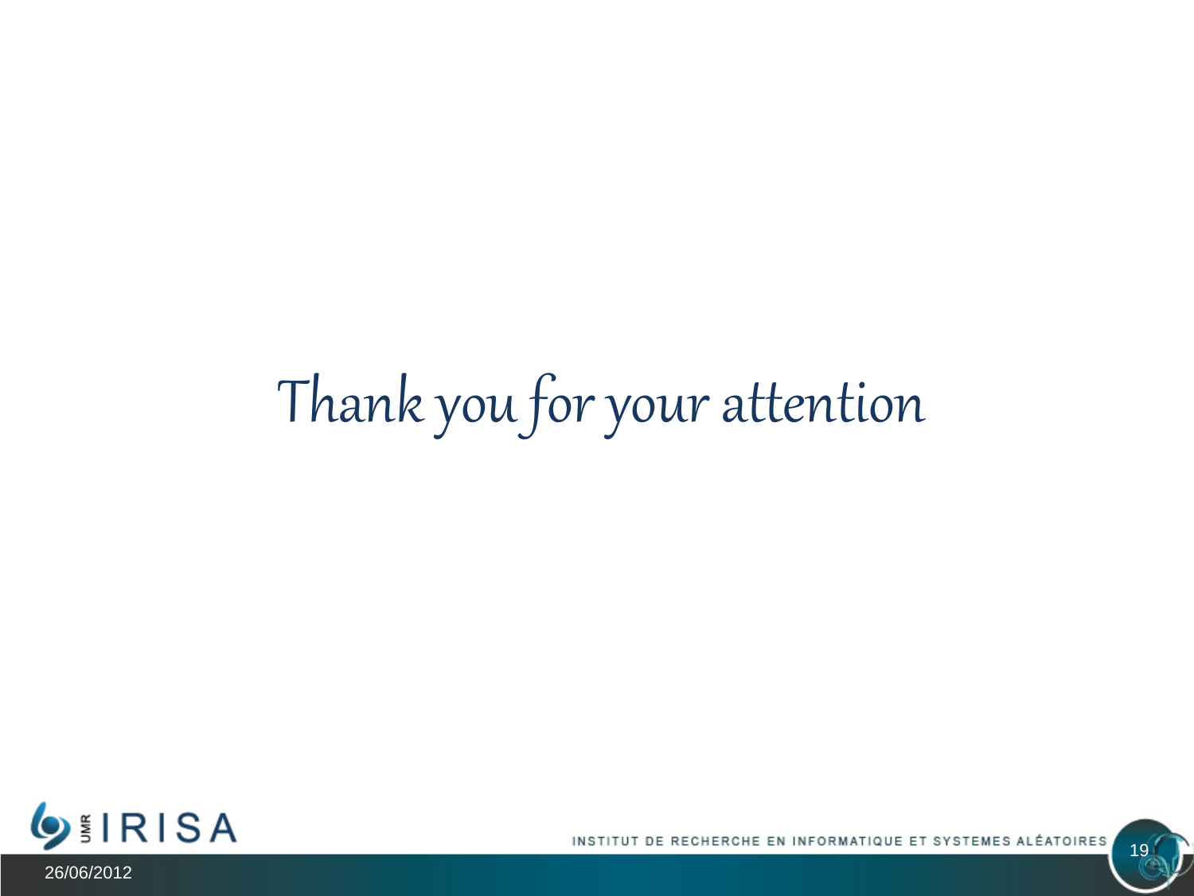# Thank you for your attention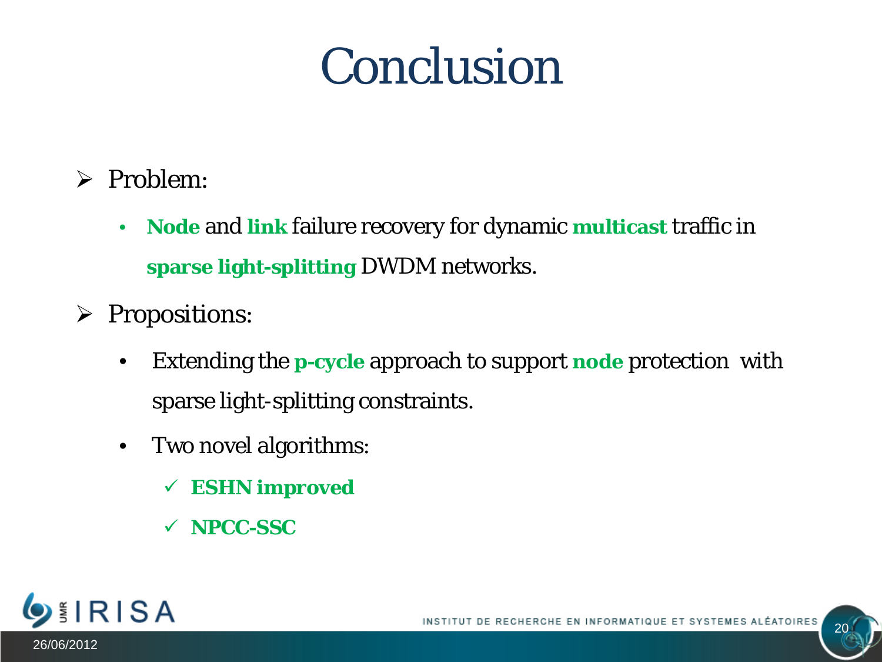# Conclusion

- Problem:
  - **Node** and **link** failure recovery for dynamic **multicast** traffic in **sparse light-splitting** DWDM networks.
- Propositions:
  - Extending the **p-cycle** approach to support **node** protection with sparse light-splitting constraints.
  - Two novel algorithms:
    - ✓ **ESHN improved**
    - ✓ **NPCC-SSC**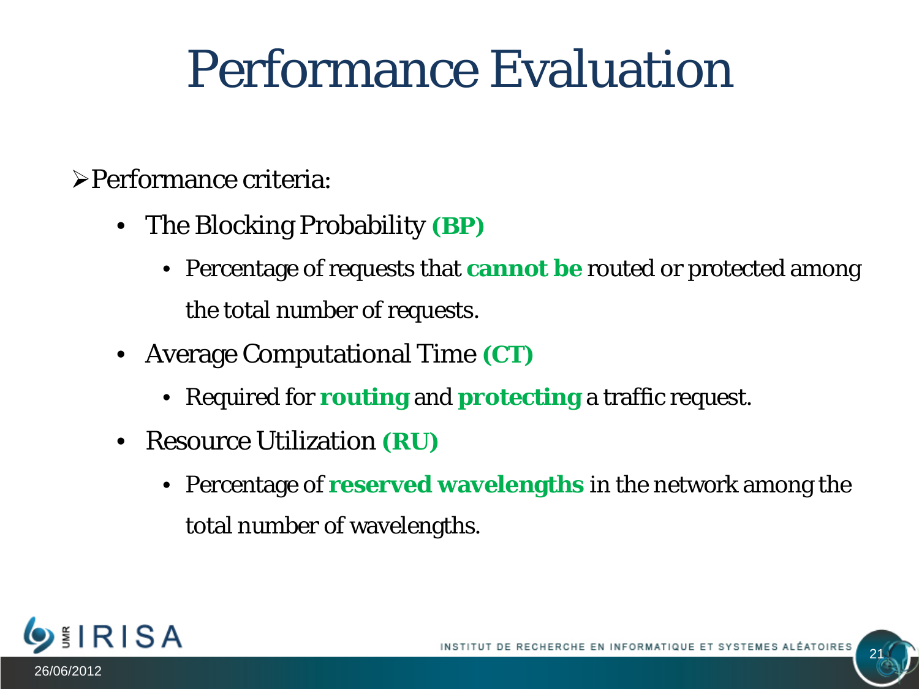# Performance Evaluation

- Performance criteria:
  - The Blocking Probability **(BP)**
    - Percentage of requests that **cannot be** routed or protected among the total number of requests.
  - Average Computational Time **(CT)**
    - Required for **routing** and **protecting** a traffic request.
  - Resource Utilization **(RU)**
    - Percentage of **reserved wavelengths** in the network among the total number of wavelengths.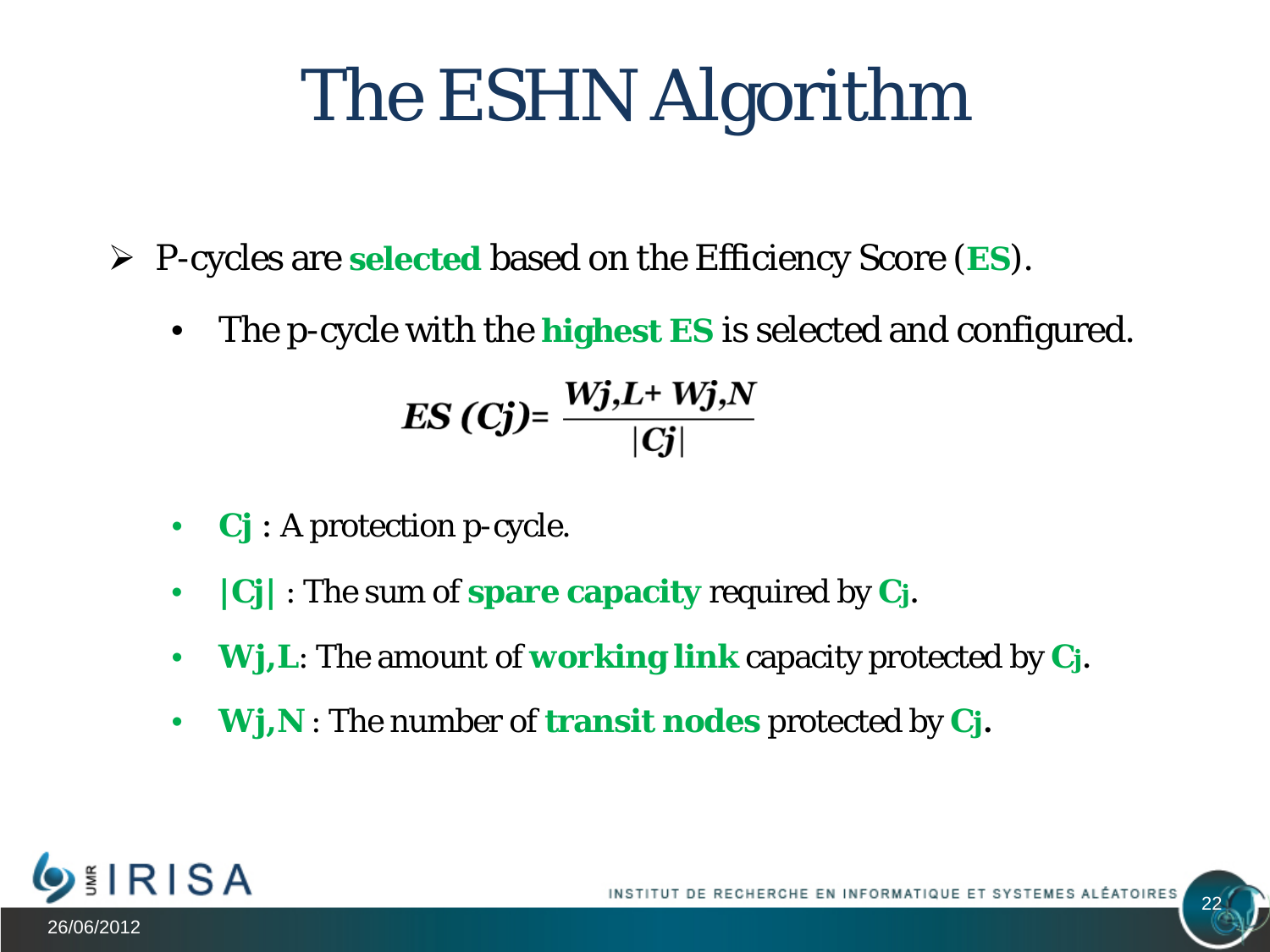# The ESHN Algorithm

- P-cycles are **selected** based on the Efficiency Score (**ES**).
  - The p-cycle with the **highest ES** is selected and configured.

$$ES(C_j) = \frac{W_{j,L} + W_{j,N}}{|C_j|}$$

  - **$C_j$** : A protection p-cycle.
  - **$|C_j|$** : The sum of **spare capacity** required by **$C_j$**.
  - **$W_{j,L}$**: The amount of **working link** capacity protected by **$C_j$**.
  - **$W_{j,N}$** : The number of **transit nodes** protected by **$C_j$**.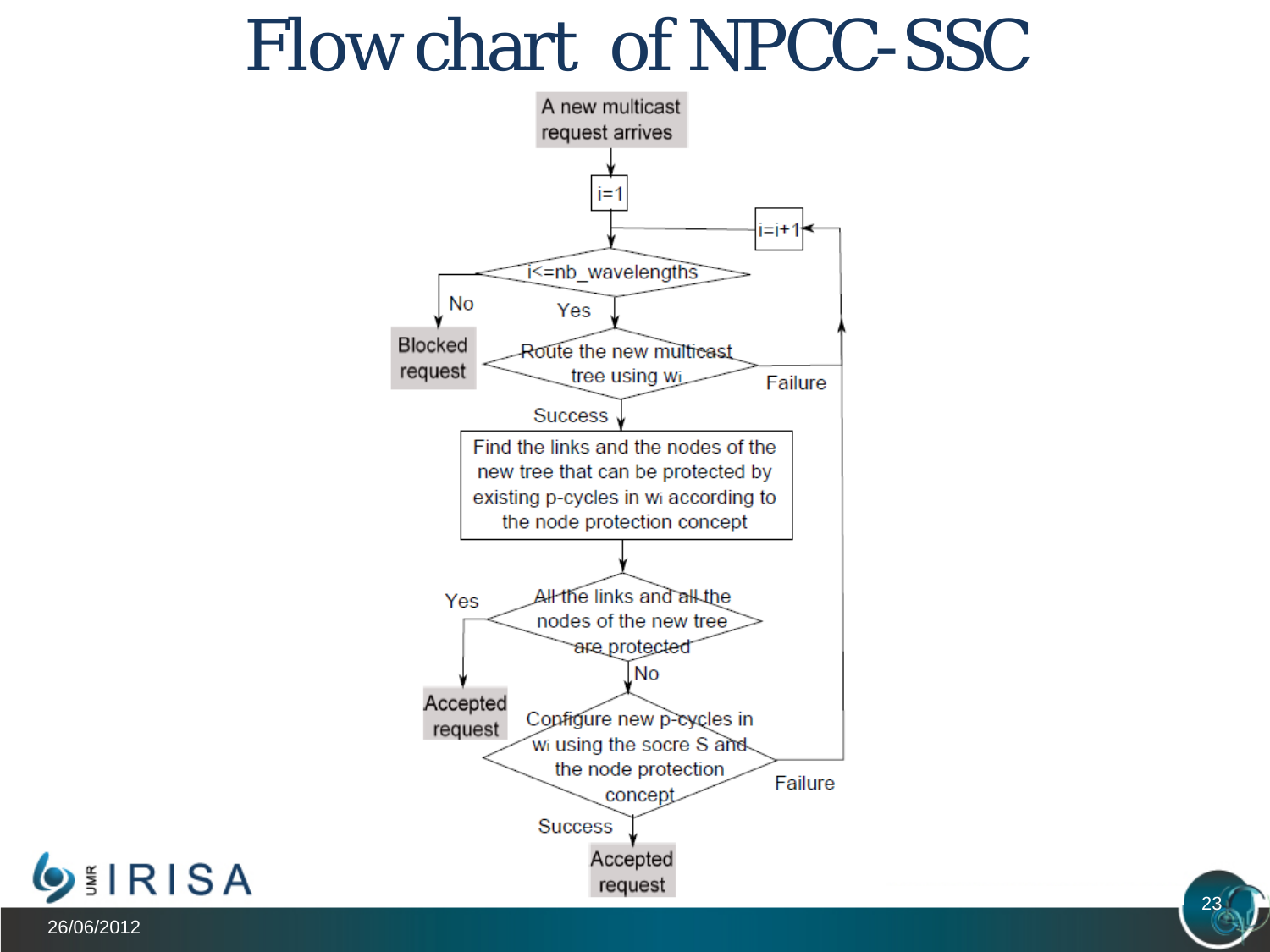# Flow chart of NPCC-SSC

A new multicast request arrives

i=1

i<=nb_wavelengths

No

Blocked request

Yes

Route the new multicast tree using wi

Failure

i=i+1

Success

Find the links and the nodes of the new tree that can be protected by existing p-cycles in wi according to the node protection concept

All the links and all the nodes of the new tree are protected

Yes

Accepted request

No

Configure new p-cycles in wi using the socre S and the node protection concept

Failure

Success

Accepted request

26/06/2012